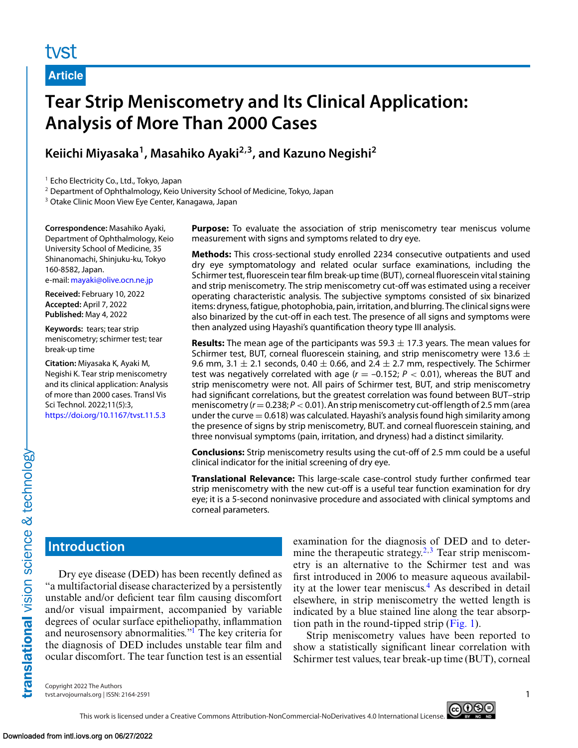Article

# Tear Strip Meniscometry and Its Clinical Application: Analysis of More Than 2000 Cases

**Keiichi Miyasaka[1], Masahiko Ayaki[2,3], and Kazuno Negishi[2]**

[1] Echo Electricity Co., Ltd., Tokyo, Japan
[2] Department of Ophthalmology, Keio University School of Medicine, Tokyo, Japan
[3] Otake Clinic Moon View Eye Center, Kanagawa, Japan

**Correspondence:** Masahiko Ayaki, Department of Ophthalmology, Keio University School of Medicine, 35 Shinanomachi, Shinjuku-ku, Tokyo 160-8582, Japan.
e-mail: mayaki@olive.ocn.ne.jp

**Received:** February 10, 2022
**Accepted:** April 7, 2022
**Published:** May 4, 2022

**Keywords:** tears; tear strip meniscometry; schirmer test; tear break-up time

**Citation:** Miyasaka K, Ayaki M, Negishi K. Tear strip meniscometry and its clinical application: Analysis of more than 2000 cases. Transl Vis Sci Technol. 2022;11(5):3, https://doi.org/10.1167/tvst.11.5.3

**Purpose:** To evaluate the association of strip meniscometry tear meniscus volume measurement with signs and symptoms related to dry eye.

**Methods:** This cross-sectional study enrolled 2234 consecutive outpatients and used dry eye symptomatology and related ocular surface examinations, including the Schirmer test, fluorescein tear film break-up time (BUT), corneal fluorescein vital staining and strip meniscometry. The strip meniscometry cut-off was estimated using a receiver operating characteristic analysis. The subjective symptoms consisted of six binarized items: dryness, fatigue, photophobia, pain, irritation, and blurring. The clinical signs were also binarized by the cut-off in each test. The presence of all signs and symptoms were then analyzed using Hayashi's quantification theory type III analysis.

**Results:** The mean age of the participants was 59.3 ± 17.3 years. The mean values for Schirmer test, BUT, corneal fluorescein staining, and strip meniscometry were 13.6 ± 9.6 mm, 3.1 ± 2.1 seconds, 0.40 ± 0.66, and 2.4 ± 2.7 mm, respectively. The Schirmer test was negatively correlated with age ($r = -0.152$; $P < 0.01$), whereas the BUT and strip meniscometry were not. All pairs of Schirmer test, BUT, and strip meniscometry had significant correlations, but the greatest correlation was found between BUT–strip meniscometry ($r = 0.238$; $P < 0.01$). An strip meniscometry cut-off length of 2.5 mm (area under the curve = 0.618) was calculated. Hayashi's analysis found high similarity among the presence of signs by strip meniscometry, BUT. and corneal fluorescein staining, and three nonvisual symptoms (pain, irritation, and dryness) had a distinct similarity.

**Conclusions:** Strip meniscometry results using the cut-off of 2.5 mm could be a useful clinical indicator for the initial screening of dry eye.

**Translational Relevance:** This large-scale case-control study further confirmed tear strip meniscometry with the new cut-off is a useful tear function examination for dry eye; it is a 5-second noninvasive procedure and associated with clinical symptoms and corneal parameters.

## Introduction

Dry eye disease (DED) has been recently defined as "a multifactorial disease characterized by a persistently unstable and/or deficient tear film causing discomfort and/or visual impairment, accompanied by variable degrees of ocular surface epitheliopathy, inflammation and neurosensory abnormalities."[1] The key criteria for the diagnosis of DED includes unstable tear film and ocular discomfort. The tear function test is an essential examination for the diagnosis of DED and to determine the therapeutic strategy.[2,3] Tear strip meniscometry is an alternative to the Schirmer test and was first introduced in 2006 to measure aqueous availability at the lower tear meniscus.[4] As described in detail elsewhere, in strip meniscometry the wetted length is indicated by a blue stained line along the tear absorption path in the round-tipped strip (Fig. 1).

Strip meniscometry values have been reported to show a statistically significant linear correlation with Schirmer test values, tear break-up time (BUT), corneal

Copyright 2022 The Authors
tvst.arvojournals.org | ISSN: 2164-2591

This work is licensed under a Creative Commons Attribution-NonCommercial-NoDerivatives 4.0 International License.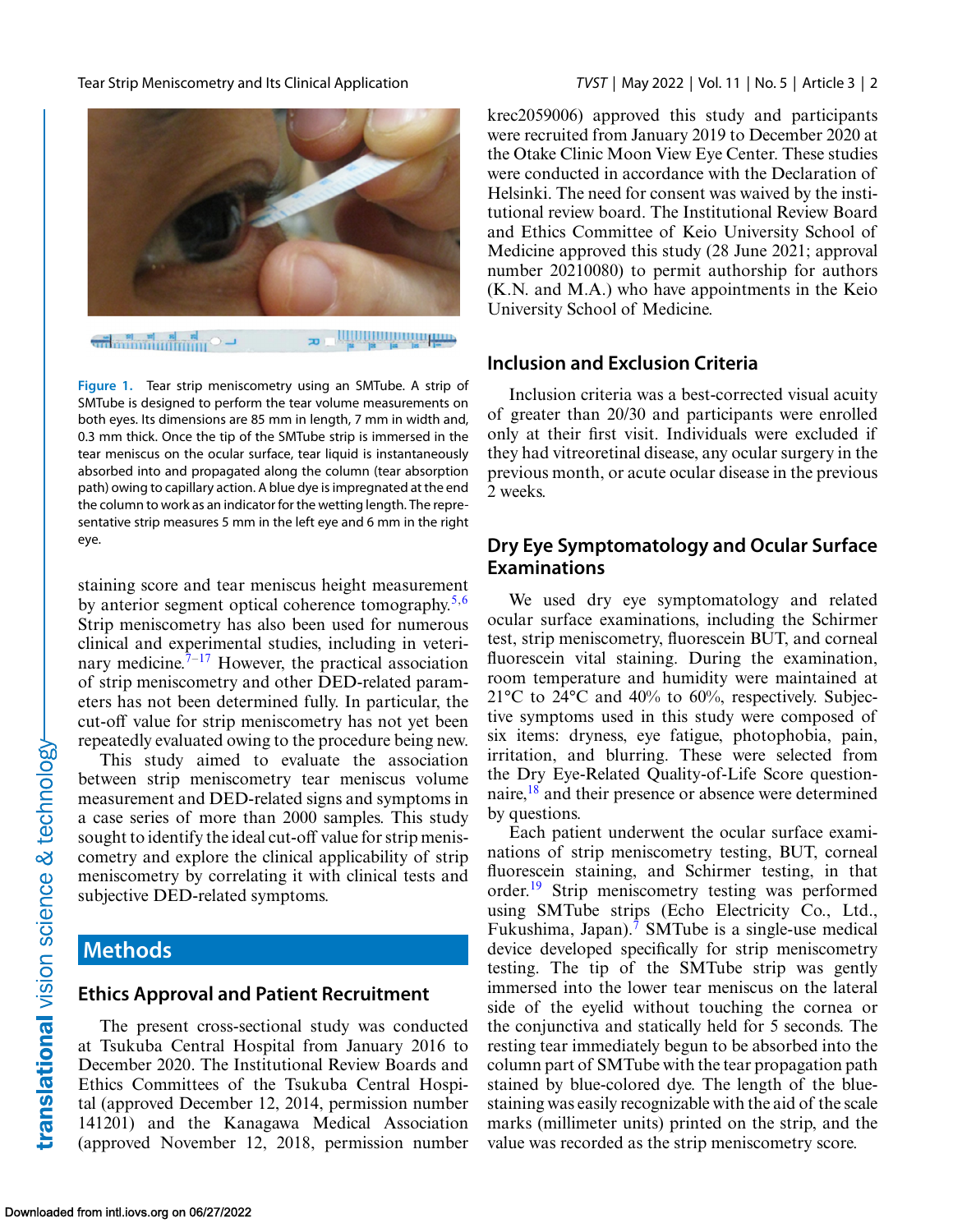Figure 1. Tear strip meniscometry using an SMTube. A strip of SMTube is designed to perform the tear volume measurements on both eyes. Its dimensions are 85 mm in length, 7 mm in width and, 0.3 mm thick. Once the tip of the SMTube strip is immersed in the tear meniscus on the ocular surface, tear liquid is instantaneously absorbed into and propagated along the column (tear absorption path) owing to capillary action. A blue dye is impregnated at the end the column to work as an indicator for the wetting length. The representative strip measures 5 mm in the left eye and 6 mm in the right eye.

staining score and tear meniscus height measurement by anterior segment optical coherence tomography.[5,6] Strip meniscometry has also been used for numerous clinical and experimental studies, including in veterinary medicine.[7–17] However, the practical association of strip meniscometry and other DED-related parameters has not been determined fully. In particular, the cut-off value for strip meniscometry has not yet been repeatedly evaluated owing to the procedure being new.

This study aimed to evaluate the association between strip meniscometry tear meniscus volume measurement and DED-related signs and symptoms in a case series of more than 2000 samples. This study sought to identify the ideal cut-off value for strip meniscometry and explore the clinical applicability of strip meniscometry by correlating it with clinical tests and subjective DED-related symptoms.

## Methods

### Ethics Approval and Patient Recruitment

The present cross-sectional study was conducted at Tsukuba Central Hospital from January 2016 to December 2020. The Institutional Review Boards and Ethics Committees of the Tsukuba Central Hospital (approved December 12, 2014, permission number 141201) and the Kanagawa Medical Association (approved November 12, 2018, permission number krec2059006) approved this study and participants were recruited from January 2019 to December 2020 at the Otake Clinic Moon View Eye Center. These studies were conducted in accordance with the Declaration of Helsinki. The need for consent was waived by the institutional review board. The Institutional Review Board and Ethics Committee of Keio University School of Medicine approved this study (28 June 2021; approval number 20210080) to permit authorship for authors (K.N. and M.A.) who have appointments in the Keio University School of Medicine.

### Inclusion and Exclusion Criteria

Inclusion criteria was a best-corrected visual acuity of greater than 20/30 and participants were enrolled only at their first visit. Individuals were excluded if they had vitreoretinal disease, any ocular surgery in the previous month, or acute ocular disease in the previous 2 weeks.

### Dry Eye Symptomatology and Ocular Surface Examinations

We used dry eye symptomatology and related ocular surface examinations, including the Schirmer test, strip meniscometry, fluorescein BUT, and corneal fluorescein vital staining. During the examination, room temperature and humidity were maintained at 21°C to 24°C and 40% to 60%, respectively. Subjective symptoms used in this study were composed of six items: dryness, eye fatigue, photophobia, pain, irritation, and blurring. These were selected from the Dry Eye-Related Quality-of-Life Score questionnaire,[18] and their presence or absence were determined by questions.

Each patient underwent the ocular surface examinations of strip meniscometry testing, BUT, corneal fluorescein staining, and Schirmer testing, in that order.[19] Strip meniscometry testing was performed using SMTube strips (Echo Electricity Co., Ltd., Fukushima, Japan).[7] SMTube is a single-use medical device developed specifically for strip meniscometry testing. The tip of the SMTube strip was gently immersed into the lower tear meniscus on the lateral side of the eyelid without touching the cornea or the conjunctiva and statically held for 5 seconds. The resting tear immediately begun to be absorbed into the column part of SMTube with the tear propagation path stained by blue-colored dye. The length of the blue-staining was easily recognizable with the aid of the scale marks (millimeter units) printed on the strip, and the value was recorded as the strip meniscometry score.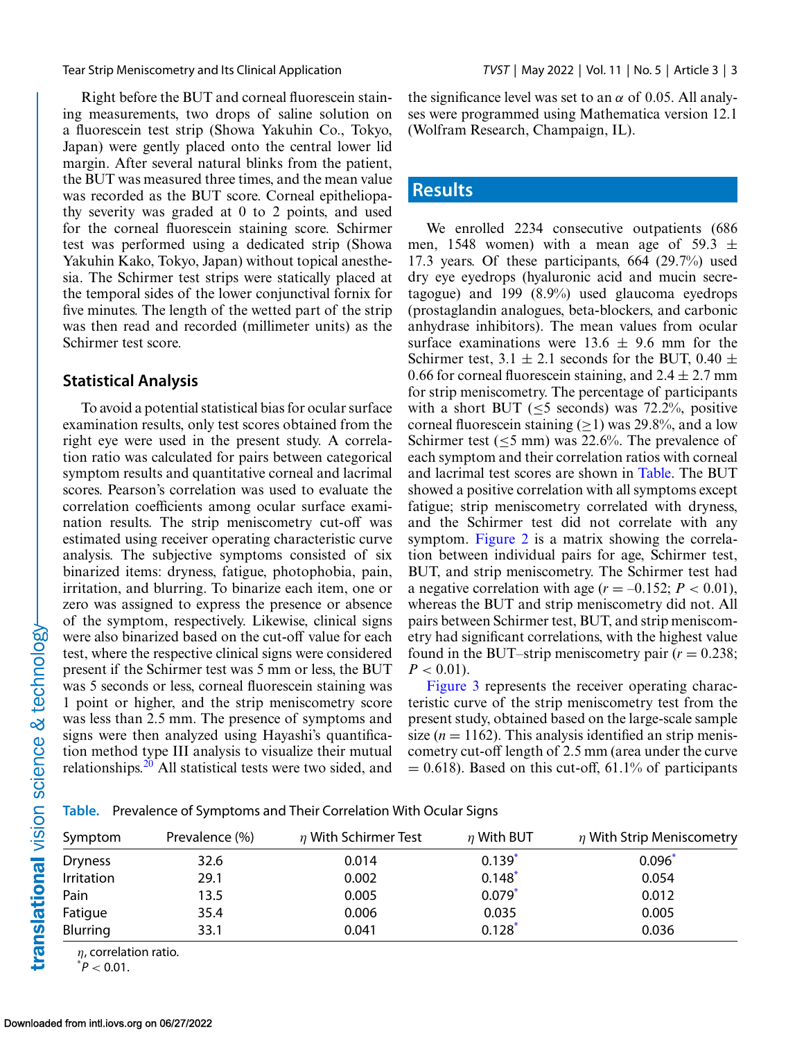Right before the BUT and corneal fluorescein staining measurements, two drops of saline solution on a fluorescein test strip (Showa Yakuhin Co., Tokyo, Japan) were gently placed onto the central lower lid margin. After several natural blinks from the patient, the BUT was measured three times, and the mean value was recorded as the BUT score. Corneal epitheliopathy severity was graded at 0 to 2 points, and used for the corneal fluorescein staining score. Schirmer test was performed using a dedicated strip (Showa Yakuhin Kako, Tokyo, Japan) without topical anesthesia. The Schirmer test strips were statically placed at the temporal sides of the lower conjunctival fornix for five minutes. The length of the wetted part of the strip was then read and recorded (millimeter units) as the Schirmer test score.

### Statistical Analysis

To avoid a potential statistical bias for ocular surface examination results, only test scores obtained from the right eye were used in the present study. A correlation ratio was calculated for pairs between categorical symptom results and quantitative corneal and lacrimal scores. Pearson's correlation was used to evaluate the correlation coefficients among ocular surface examination results. The strip meniscometry cut-off was estimated using receiver operating characteristic curve analysis. The subjective symptoms consisted of six binarized items: dryness, fatigue, photophobia, pain, irritation, and blurring. To binarize each item, one or zero was assigned to express the presence or absence of the symptom, respectively. Likewise, clinical signs were also binarized based on the cut-off value for each test, where the respective clinical signs were considered present if the Schirmer test was 5 mm or less, the BUT was 5 seconds or less, corneal fluorescein staining was 1 point or higher, and the strip meniscometry score was less than 2.5 mm. The presence of symptoms and signs were then analyzed using Hayashi's quantification method type III analysis to visualize their mutual relationships.[20] All statistical tests were two sided, and the significance level was set to an $\alpha$ of 0.05. All analyses were programmed using Mathematica version 12.1 (Wolfram Research, Champaign, IL).

## Results

We enrolled 2234 consecutive outpatients (686 men, 1548 women) with a mean age of 59.3 ± 17.3 years. Of these participants, 664 (29.7%) used dry eye eyedrops (hyaluronic acid and mucin secretagogue) and 199 (8.9%) used glaucoma eyedrops (prostaglandin analogues, beta-blockers, and carbonic anhydrase inhibitors). The mean values from ocular surface examinations were 13.6 ± 9.6 mm for the Schirmer test, 3.1 ± 2.1 seconds for the BUT, 0.40 ± 0.66 for corneal fluorescein staining, and 2.4 ± 2.7 mm for strip meniscometry. The percentage of participants with a short BUT ($\leq$5 seconds) was 72.2%, positive corneal fluorescein staining ($\geq$1) was 29.8%, and a low Schirmer test ($\leq$5 mm) was 22.6%. The prevalence of each symptom and their correlation ratios with corneal and lacrimal test scores are shown in Table. The BUT showed a positive correlation with all symptoms except fatigue; strip meniscometry correlated with dryness, and the Schirmer test did not correlate with any symptom. Figure 2 is a matrix showing the correlation between individual pairs for age, Schirmer test, BUT, and strip meniscometry. The Schirmer test had a negative correlation with age ($r = -0.152$; $P < 0.01$), whereas the BUT and strip meniscometry did not. All pairs between Schirmer test, BUT, and strip meniscometry had significant correlations, with the highest value found in the BUT–strip meniscometry pair ($r = 0.238$; $P < 0.01$).

Figure 3 represents the receiver operating characteristic curve of the strip meniscometry test from the present study, obtained based on the large-scale sample size ($n = 1162$). This analysis identified an strip meniscometry cut-off length of 2.5 mm (area under the curve = 0.618). Based on this cut-off, 61.1% of participants

**Table.** Prevalence of Symptoms and Their Correlation With Ocular Signs

| Symptom | Prevalence (%) | $\eta$ With Schirmer Test | $\eta$ With BUT | $\eta$ With Strip Meniscometry |
|---|---|---|---|---|
| Dryness | 32.6 | 0.014 | 0.139* | 0.096* |
| Irritation | 29.1 | 0.002 | 0.148* | 0.054 |
| Pain | 13.5 | 0.005 | 0.079* | 0.012 |
| Fatigue | 35.4 | 0.006 | 0.035 | 0.005 |
| Blurring | 33.1 | 0.041 | 0.128* | 0.036 |

$\eta$, correlation ratio.
*$P < 0.01$.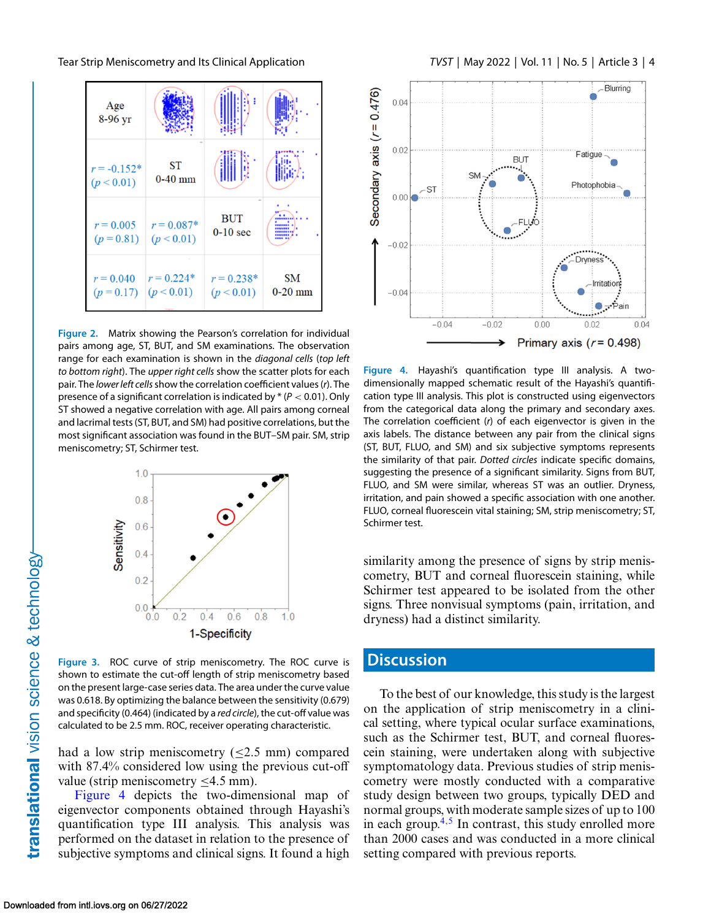Figure 2. Matrix showing the Pearson's correlation for individual pairs among age, ST, BUT, and SM examinations. The observation range for each examination is shown in the *diagonal cells* (*top left to bottom right*). The *upper right cells* show the scatter plots for each pair. The *lower left cells* show the correlation coefficient values ($r$). The presence of a significant correlation is indicated by * ($P < 0.01$). Only ST showed a negative correlation with age. All pairs among corneal and lacrimal tests (ST, BUT, and SM) had positive correlations, but the most significant association was found in the BUT–SM pair. SM, strip meniscometry; ST, Schirmer test.

Figure 3. ROC curve of strip meniscometry. The ROC curve is shown to estimate the cut-off length of strip meniscometry based on the present large-case series data. The area under the curve value was 0.618. By optimizing the balance between the sensitivity (0.679) and specificity (0.464) (indicated by a *red circle*), the cut-off value was calculated to be 2.5 mm. ROC, receiver operating characteristic.

had a low strip meniscometry (≤2.5 mm) compared with 87.4% considered low using the previous cut-off value (strip meniscometry ≤4.5 mm).

Figure 4 depicts the two-dimensional map of eigenvector components obtained through Hayashi's quantification type III analysis. This analysis was performed on the dataset in relation to the presence of subjective symptoms and clinical signs. It found a high similarity among the presence of signs by strip meniscometry, BUT and corneal fluorescein staining, while Schirmer test appeared to be isolated from the other signs. Three nonvisual symptoms (pain, irritation, and dryness) had a distinct similarity.

Figure 4. Hayashi's quantification type III analysis. A two-dimensionally mapped schematic result of the Hayashi's quantification type III analysis. This plot is constructed using eigenvectors from the categorical data along the primary and secondary axes. The correlation coefficient ($r$) of each eigenvector is given in the axis labels. The distance between any pair from the clinical signs (ST, BUT, FLUO, and SM) and six subjective symptoms represents the similarity of that pair. *Dotted circles* indicate specific domains, suggesting the presence of a significant similarity. Signs from BUT, FLUO, and SM were similar, whereas ST was an outlier. Dryness, irritation, and pain showed a specific association with one another. FLUO, corneal fluorescein vital staining; SM, strip meniscometry; ST, Schirmer test.

## Discussion

To the best of our knowledge, this study is the largest on the application of strip meniscometry in a clinical setting, where typical ocular surface examinations, such as the Schirmer test, BUT, and corneal fluorescein staining, were undertaken along with subjective symptomatology data. Previous studies of strip meniscometry were mostly conducted with a comparative study design between two groups, typically DED and normal groups, with moderate sample sizes of up to 100 in each group.[4,5] In contrast, this study enrolled more than 2000 cases and was conducted in a more clinical setting compared with previous reports.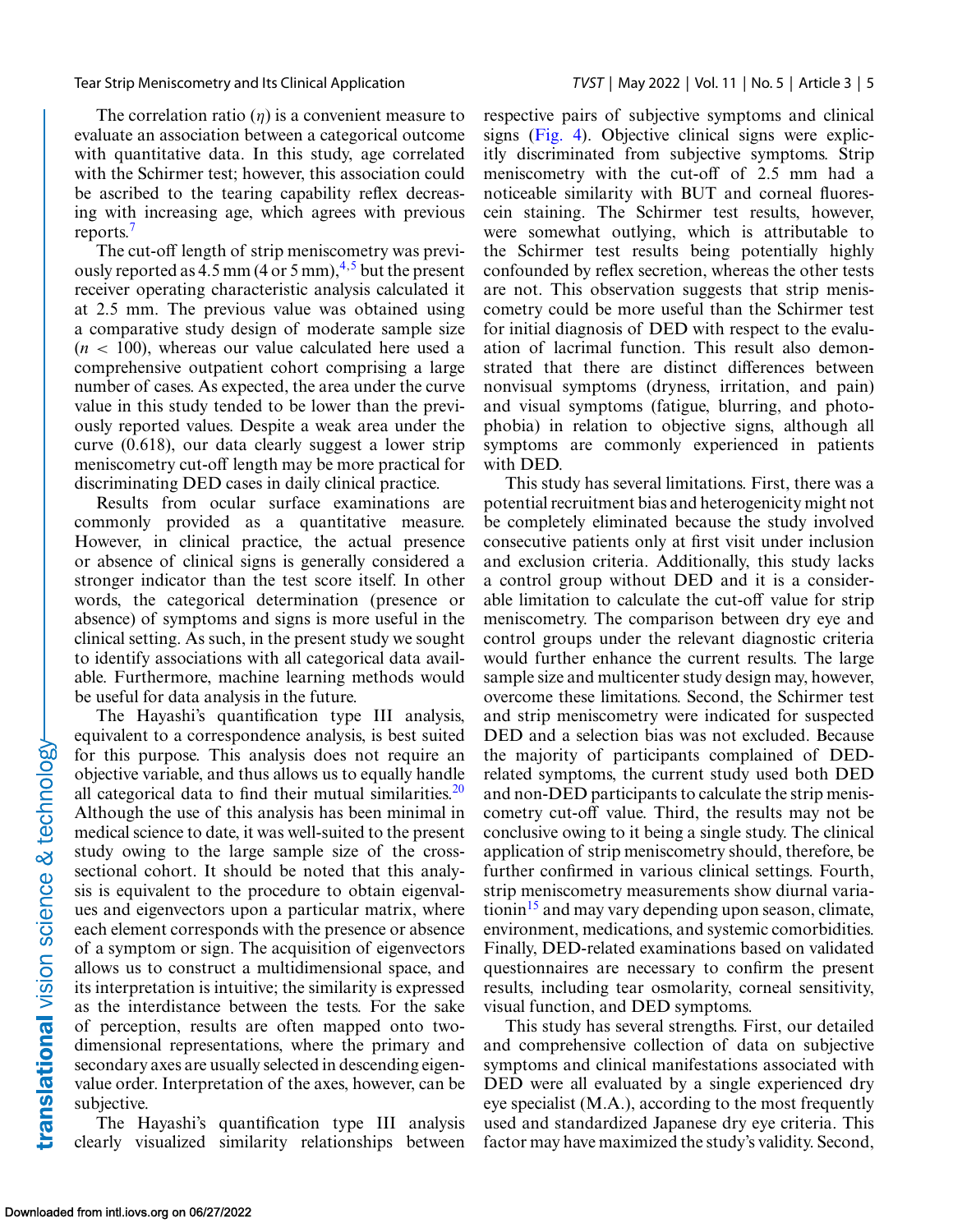The correlation ratio ($\eta$) is a convenient measure to evaluate an association between a categorical outcome with quantitative data. In this study, age correlated with the Schirmer test; however, this association could be ascribed to the tearing capability reflex decreasing with increasing age, which agrees with previous reports.[7]

The cut-off length of strip meniscometry was previously reported as 4.5 mm (4 or 5 mm),[4,5] but the present receiver operating characteristic analysis calculated it at 2.5 mm. The previous value was obtained using a comparative study design of moderate sample size ($n < 100$), whereas our value calculated here used a comprehensive outpatient cohort comprising a large number of cases. As expected, the area under the curve value in this study tended to be lower than the previously reported values. Despite a weak area under the curve (0.618), our data clearly suggest a lower strip meniscometry cut-off length may be more practical for discriminating DED cases in daily clinical practice.

Results from ocular surface examinations are commonly provided as a quantitative measure. However, in clinical practice, the actual presence or absence of clinical signs is generally considered a stronger indicator than the test score itself. In other words, the categorical determination (presence or absence) of symptoms and signs is more useful in the clinical setting. As such, in the present study we sought to identify associations with all categorical data available. Furthermore, machine learning methods would be useful for data analysis in the future.

The Hayashi's quantification type III analysis, equivalent to a correspondence analysis, is best suited for this purpose. This analysis does not require an objective variable, and thus allows us to equally handle all categorical data to find their mutual similarities.[20] Although the use of this analysis has been minimal in medical science to date, it was well-suited to the present study owing to the large sample size of the cross-sectional cohort. It should be noted that this analysis is equivalent to the procedure to obtain eigenvalues and eigenvectors upon a particular matrix, where each element corresponds with the presence or absence of a symptom or sign. The acquisition of eigenvectors allows us to construct a multidimensional space, and its interpretation is intuitive; the similarity is expressed as the interdistance between the tests. For the sake of perception, results are often mapped onto two-dimensional representations, where the primary and secondary axes are usually selected in descending eigenvalue order. Interpretation of the axes, however, can be subjective.

The Hayashi's quantification type III analysis clearly visualized similarity relationships between respective pairs of subjective symptoms and clinical signs (Fig. 4). Objective clinical signs were explicitly discriminated from subjective symptoms. Strip meniscometry with the cut-off of 2.5 mm had a noticeable similarity with BUT and corneal fluorescein staining. The Schirmer test results, however, were somewhat outlying, which is attributable to the Schirmer test results being potentially highly confounded by reflex secretion, whereas the other tests are not. This observation suggests that strip meniscometry could be more useful than the Schirmer test for initial diagnosis of DED with respect to the evaluation of lacrimal function. This result also demonstrated that there are distinct differences between nonvisual symptoms (dryness, irritation, and pain) and visual symptoms (fatigue, blurring, and photophobia) in relation to objective signs, although all symptoms are commonly experienced in patients with DED.

This study has several limitations. First, there was a potential recruitment bias and heterogenicity might not be completely eliminated because the study involved consecutive patients only at first visit under inclusion and exclusion criteria. Additionally, this study lacks a control group without DED and it is a considerable limitation to calculate the cut-off value for strip meniscometry. The comparison between dry eye and control groups under the relevant diagnostic criteria would further enhance the current results. The large sample size and multicenter study design may, however, overcome these limitations. Second, the Schirmer test and strip meniscometry were indicated for suspected DED and a selection bias was not excluded. Because the majority of participants complained of DED-related symptoms, the current study used both DED and non-DED participants to calculate the strip meniscometry cut-off value. Third, the results may not be conclusive owing to it being a single study. The clinical application of strip meniscometry should, therefore, be further confirmed in various clinical settings. Fourth, strip meniscometry measurements show diurnal variationin[15] and may vary depending upon season, climate, environment, medications, and systemic comorbidities. Finally, DED-related examinations based on validated questionnaires are necessary to confirm the present results, including tear osmolarity, corneal sensitivity, visual function, and DED symptoms.

This study has several strengths. First, our detailed and comprehensive collection of data on subjective symptoms and clinical manifestations associated with DED were all evaluated by a single experienced dry eye specialist (M.A.), according to the most frequently used and standardized Japanese dry eye criteria. This factor may have maximized the study's validity. Second,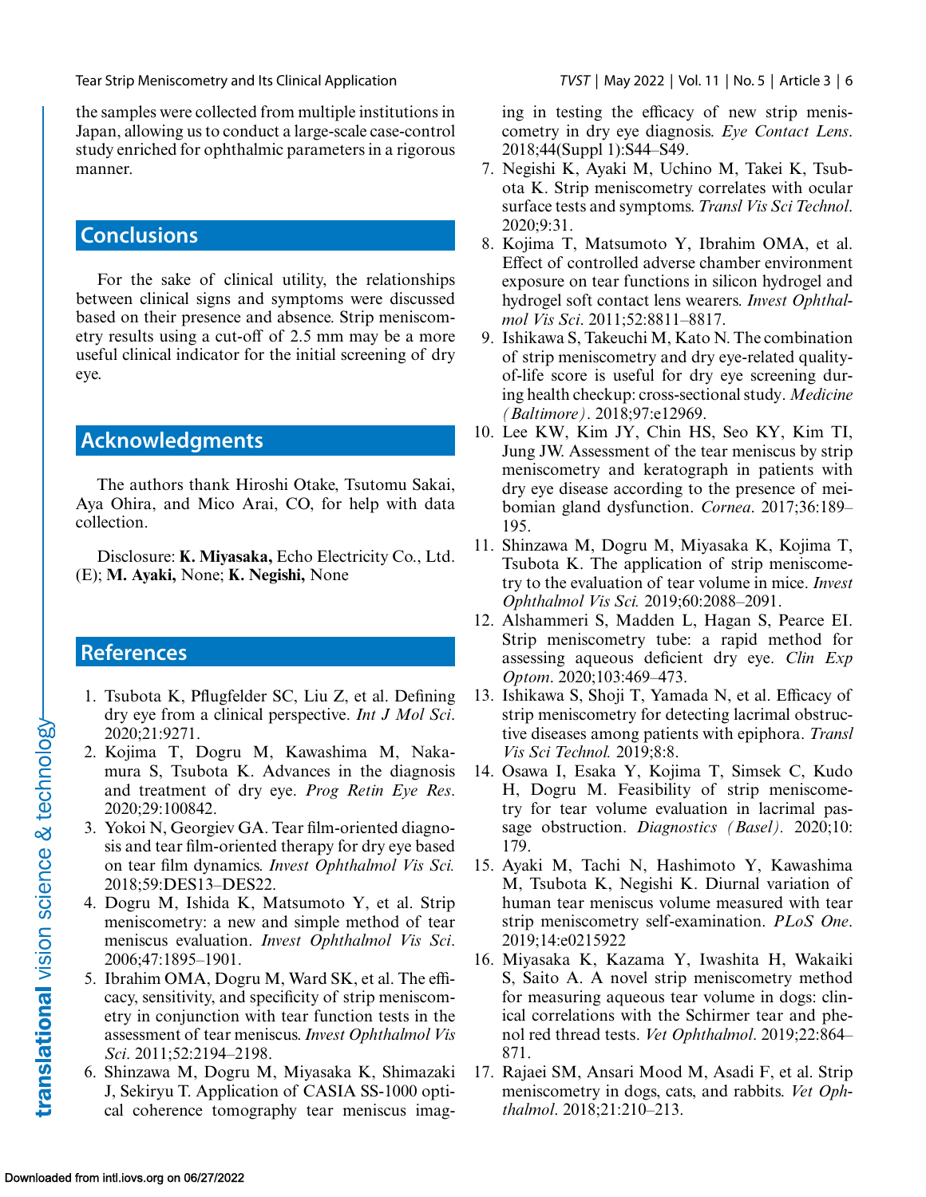the samples were collected from multiple institutions in Japan, allowing us to conduct a large-scale case-control study enriched for ophthalmic parameters in a rigorous manner.

## Conclusions

For the sake of clinical utility, the relationships between clinical signs and symptoms were discussed based on their presence and absence. Strip meniscometry results using a cut-off of 2.5 mm may be a more useful clinical indicator for the initial screening of dry eye.

## Acknowledgments

The authors thank Hiroshi Otake, Tsutomu Sakai, Aya Ohira, and Mico Arai, CO, for help with data collection.

Disclosure: **K. Miyasaka,** Echo Electricity Co., Ltd. (E); **M. Ayaki,** None; **K. Negishi,** None

## References

1. Tsubota K, Pflugfelder SC, Liu Z, et al. Defining dry eye from a clinical perspective. *Int J Mol Sci*. 2020;21:9271.
2. Kojima T, Dogru M, Kawashima M, Nakamura S, Tsubota K. Advances in the diagnosis and treatment of dry eye. *Prog Retin Eye Res*. 2020;29:100842.
3. Yokoi N, Georgiev GA. Tear film-oriented diagnosis and tear film-oriented therapy for dry eye based on tear film dynamics. *Invest Ophthalmol Vis Sci.* 2018;59:DES13–DES22.
4. Dogru M, Ishida K, Matsumoto Y, et al. Strip meniscometry: a new and simple method of tear meniscus evaluation. *Invest Ophthalmol Vis Sci*. 2006;47:1895–1901.
5. Ibrahim OMA, Dogru M, Ward SK, et al. The efficacy, sensitivity, and specificity of strip meniscometry in conjunction with tear function tests in the assessment of tear meniscus. *Invest Ophthalmol Vis Sci*. 2011;52:2194–2198.
6. Shinzawa M, Dogru M, Miyasaka K, Shimazaki J, Sekiryu T. Application of CASIA SS-1000 optical coherence tomography tear meniscus imaging in testing the efficacy of new strip meniscometry in dry eye diagnosis. *Eye Contact Lens*. 2018;44(Suppl 1):S44–S49.
7. Negishi K, Ayaki M, Uchino M, Takei K, Tsubota K. Strip meniscometry correlates with ocular surface tests and symptoms. *Transl Vis Sci Technol*. 2020;9:31.
8. Kojima T, Matsumoto Y, Ibrahim OMA, et al. Effect of controlled adverse chamber environment exposure on tear functions in silicon hydrogel and hydrogel soft contact lens wearers. *Invest Ophthalmol Vis Sci*. 2011;52:8811–8817.
9. Ishikawa S, Takeuchi M, Kato N. The combination of strip meniscometry and dry eye-related quality-of-life score is useful for dry eye screening during health checkup: cross-sectional study. *Medicine (Baltimore)*. 2018;97:e12969.
10. Lee KW, Kim JY, Chin HS, Seo KY, Kim TI, Jung JW. Assessment of the tear meniscus by strip meniscometry and keratograph in patients with dry eye disease according to the presence of meibomian gland dysfunction. *Cornea*. 2017;36:189–195.
11. Shinzawa M, Dogru M, Miyasaka K, Kojima T, Tsubota K. The application of strip meniscometry to the evaluation of tear volume in mice. *Invest Ophthalmol Vis Sci.* 2019;60:2088–2091.
12. Alshammeri S, Madden L, Hagan S, Pearce EI. Strip meniscometry tube: a rapid method for assessing aqueous deficient dry eye. *Clin Exp Optom*. 2020;103:469–473.
13. Ishikawa S, Shoji T, Yamada N, et al. Efficacy of strip meniscometry for detecting lacrimal obstructive diseases among patients with epiphora. *Transl Vis Sci Technol.* 2019;8:8.
14. Osawa I, Esaka Y, Kojima T, Simsek C, Kudo H, Dogru M. Feasibility of strip meniscometry for tear volume evaluation in lacrimal passage obstruction. *Diagnostics (Basel).* 2020;10:179.
15. Ayaki M, Tachi N, Hashimoto Y, Kawashima M, Tsubota K, Negishi K. Diurnal variation of human tear meniscus volume measured with tear strip meniscometry self-examination. *PLoS One*. 2019;14:e0215922
16. Miyasaka K, Kazama Y, Iwashita H, Wakaiki S, Saito A. A novel strip meniscometry method for measuring aqueous tear volume in dogs: clinical correlations with the Schirmer tear and phenol red thread tests. *Vet Ophthalmol*. 2019;22:864–871.
17. Rajaei SM, Ansari Mood M, Asadi F, et al. Strip meniscometry in dogs, cats, and rabbits. *Vet Ophthalmol*. 2018;21:210–213.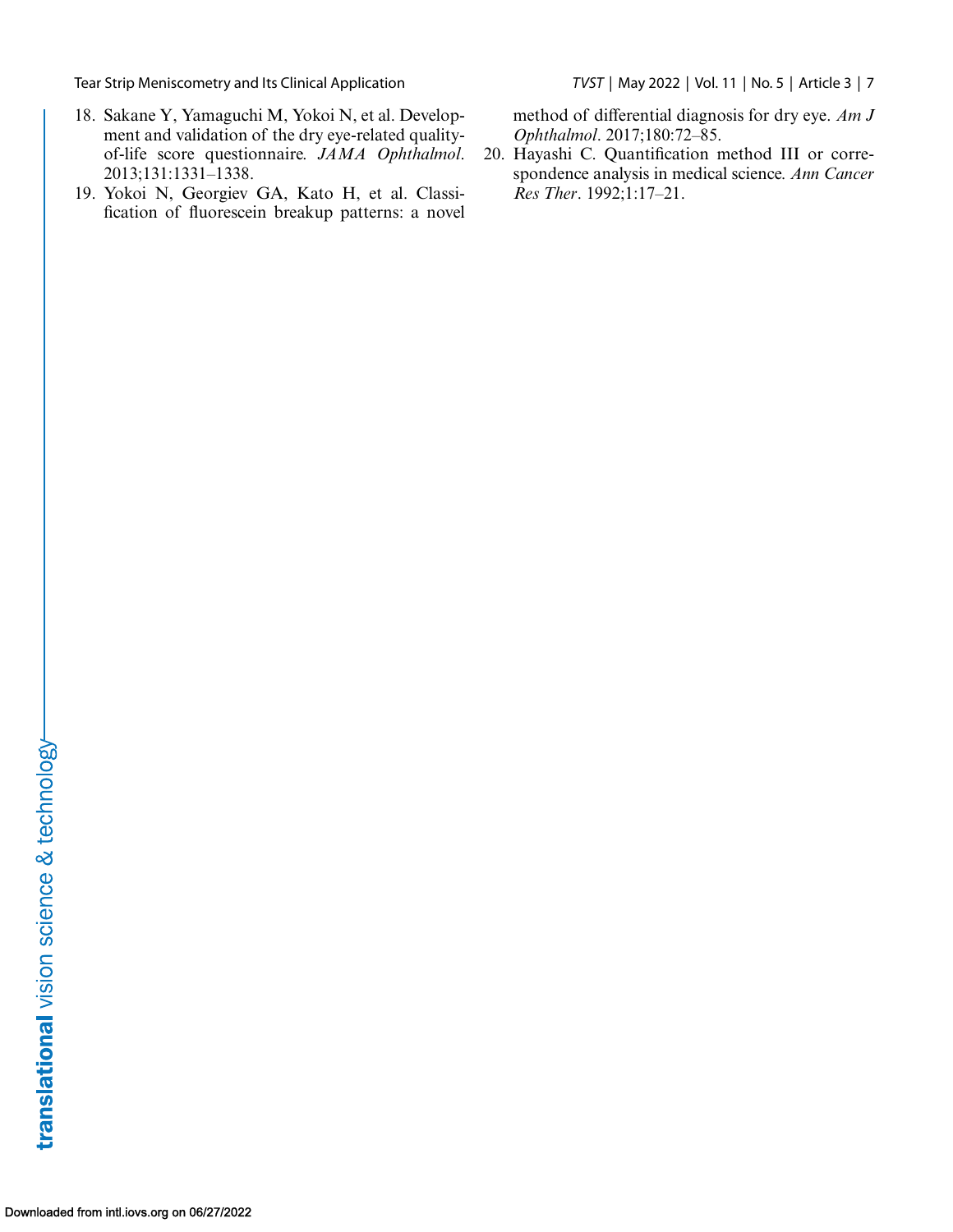18. Sakane Y, Yamaguchi M, Yokoi N, et al. Development and validation of the dry eye-related quality-of-life score questionnaire. *JAMA Ophthalmol*. 2013;131:1331–1338.
19. Yokoi N, Georgiev GA, Kato H, et al. Classification of fluorescein breakup patterns: a novel method of differential diagnosis for dry eye. *Am J Ophthalmol*. 2017;180:72–85.
20. Hayashi C. Quantification method III or correspondence analysis in medical science. *Ann Cancer Res Ther*. 1992;1:17–21.